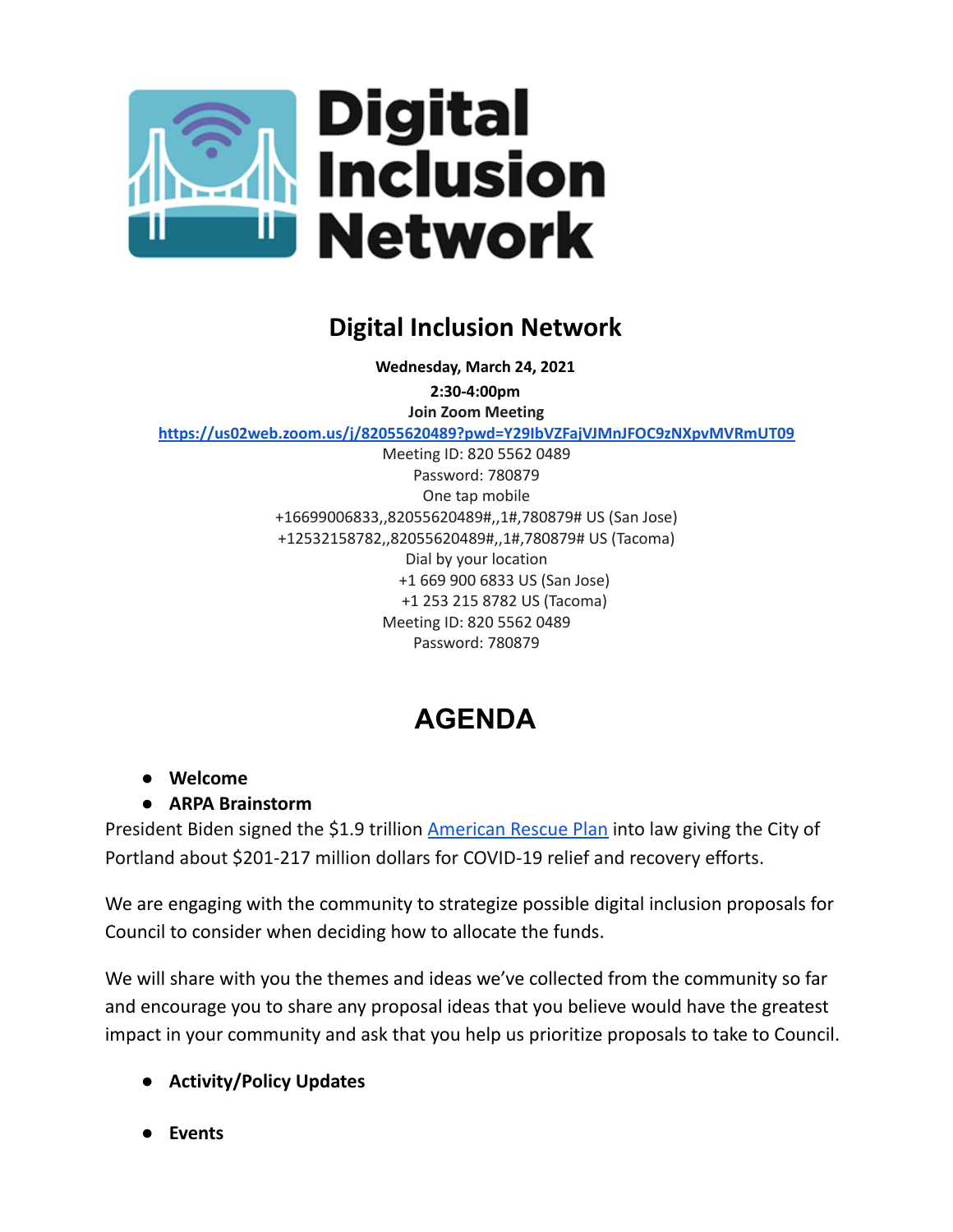# Digital Inclusion Network

**Wednesday, March 24, 2021**
**2:30-4:00pm**
**Join Zoom Meeting**
**[https://us02web.zoom.us/j/82055620489?pwd=Y29IbVZFajVJMnJFOC9zNXpvMVRmUT09](https://us02web.zoom.us/j/82055620489?pwd=Y29IbVZFajVJMnJFOC9zNXpvMVRmUT09)**
Meeting ID: 820 5562 0489
Password: 780879
One tap mobile
+16699006833,,82055620489#,,1#,780879# US (San Jose)
+12532158782,,82055620489#,,1#,780879# US (Tacoma)
Dial by your location
+1 669 900 6833 US (San Jose)
+1 253 215 8782 US (Tacoma)
Meeting ID: 820 5562 0489
Password: 780879

# AGENDA

- **Welcome**
- **ARPA Brainstorm**

President Biden signed the $1.9 trillion [American Rescue Plan](#) into law giving the City of Portland about $201-217 million dollars for COVID-19 relief and recovery efforts.

We are engaging with the community to strategize possible digital inclusion proposals for Council to consider when deciding how to allocate the funds.

We will share with you the themes and ideas we've collected from the community so far and encourage you to share any proposal ideas that you believe would have the greatest impact in your community and ask that you help us prioritize proposals to take to Council.

- **Activity/Policy Updates**

- **Events**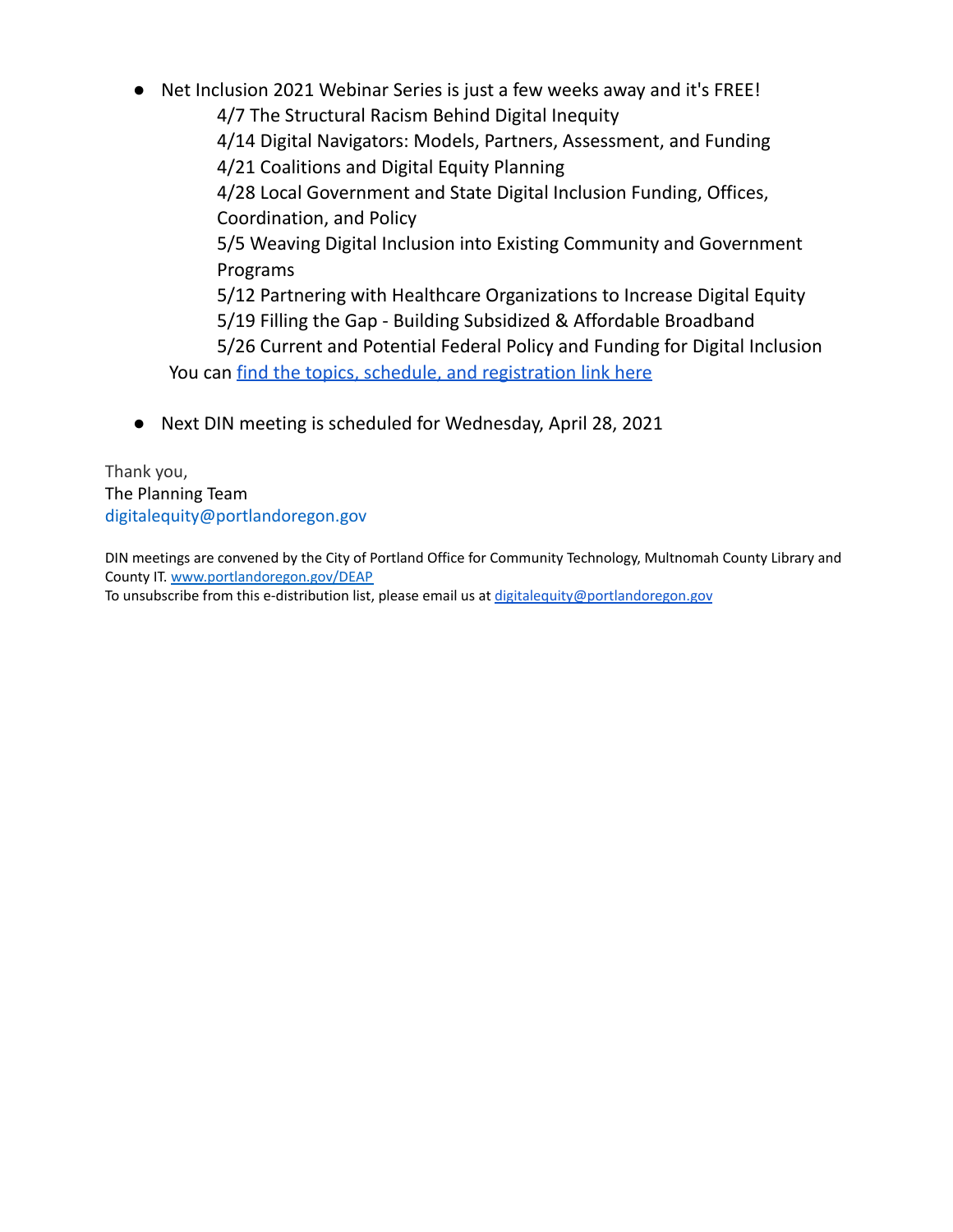- Net Inclusion 2021 Webinar Series is just a few weeks away and it's FREE!
  - 4/7 The Structural Racism Behind Digital Inequity
  - 4/14 Digital Navigators: Models, Partners, Assessment, and Funding
  - 4/21 Coalitions and Digital Equity Planning
  - 4/28 Local Government and State Digital Inclusion Funding, Offices, Coordination, and Policy
  - 5/5 Weaving Digital Inclusion into Existing Community and Government Programs
  - 5/12 Partnering with Healthcare Organizations to Increase Digital Equity
  - 5/19 Filling the Gap - Building Subsidized & Affordable Broadband
  - 5/26 Current and Potential Federal Policy and Funding for Digital Inclusion

  You can [find the topics, schedule, and registration link here]()

- Next DIN meeting is scheduled for Wednesday, April 28, 2021

Thank you,
The Planning Team
digitalequity@portlandoregon.gov

DIN meetings are convened by the City of Portland Office for Community Technology, Multnomah County Library and County IT. [www.portlandoregon.gov/DEAP](www.portlandoregon.gov/DEAP)
To unsubscribe from this e-distribution list, please email us at [digitalequity@portlandoregon.gov](mailto:digitalequity@portlandoregon.gov)